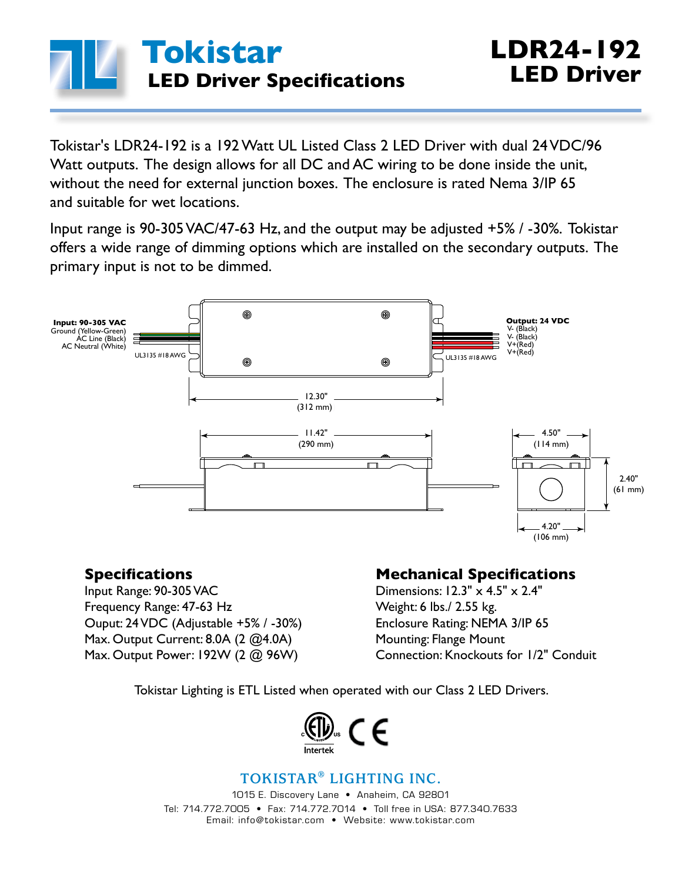# Tokistar LED Driver Specifications

# LDR24-192 LED Driver

Tokistar's LDR24-192 is a 192 Watt UL Listed Class 2 LED Driver with dual 24VDC/96 Watt outputs. The design allows for all DC and AC wiring to be done inside the unit, without the need for external junction boxes. The enclosure is rated Nema 3/IP 65 and suitable for wet locations.

Input range is 90-305 VAC/47-63 Hz, and the output may be adjusted +5% / -30%. Tokistar offers a wide range of dimming options which are installed on the secondary outputs. The primary input is not to be dimmed.

**Input: 90-305 VAC**
Ground (Yellow-Green)
AC Line (Black)
AC Neutral (White)
UL3135 #18AWG

**Output: 24 VDC**
V- (Black)
V- (Black)
V+(Red)
V+(Red)
UL3135 #18AWG

12.30" (312 mm)

11.42" (290 mm)

4.50" (114 mm)

2.40" (61 mm)

4.20" (106 mm)

## Specifications

Input Range: 90-305 VAC
Frequency Range: 47-63 Hz
Ouput: 24 VDC (Adjustable +5% / -30%)
Max. Output Current: 8.0A (2 @4.0A)
Max. Output Power: 192W (2 @ 96W)

## Mechanical Specifications

Dimensions: 12.3" x 4.5" x 2.4"
Weight: 6 lbs./ 2.55 kg.
Enclosure Rating: NEMA 3/IP 65
Mounting: Flange Mount
Connection: Knockouts for 1/2" Conduit

Tokistar Lighting is ETL Listed when operated with our Class 2 LED Drivers.

Intertek

**TOKISTAR® LIGHTING INC.**
1015 E. Discovery Lane • Anaheim, CA 92801
Tel: 714.772.7005 • Fax: 714.772.7014 • Toll free in USA: 877.340.7633
Email: info@tokistar.com • Website: www.tokistar.com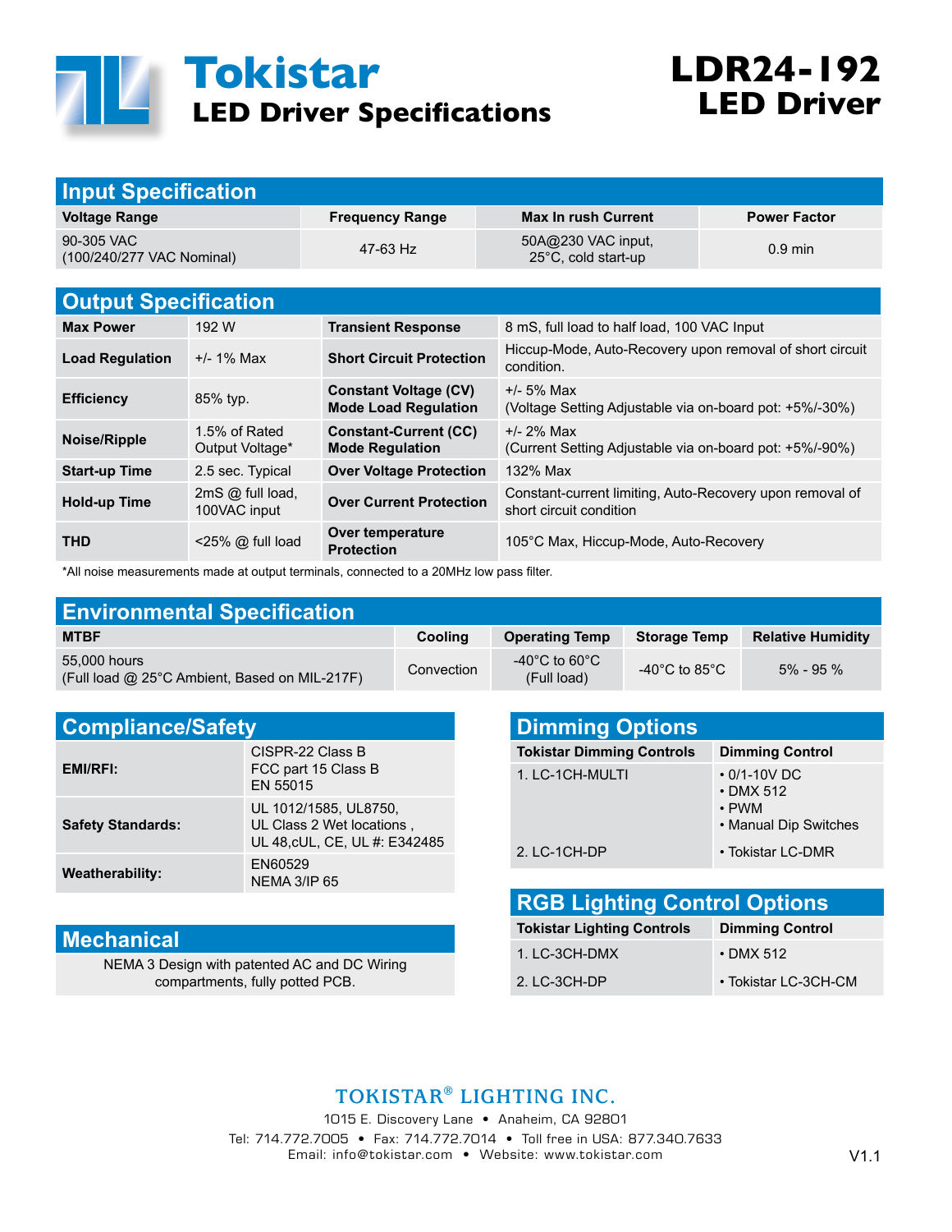# Tokistar

## LED Driver Specifications

# LDR24-192

## LED Driver

## Input Specification

| Voltage Range | Frequency Range | Max In rush Current | Power Factor |
|---|---|---|---|
| 90-305 VAC (100/240/277 VAC Nominal) | 47-63 Hz | 50A@230 VAC input, 25°C, cold start-up | 0.9 min |

## Output Specification

| | | | |
|---|---|---|---|
| **Max Power** | 192 W | **Transient Response** | 8 mS, full load to half load, 100 VAC Input |
| **Load Regulation** | +/- 1% Max | **Short Circuit Protection** | Hiccup-Mode, Auto-Recovery upon removal of short circuit condition. |
| **Efficiency** | 85% typ. | **Constant Voltage (CV) Mode Load Regulation** | +/- 5% Max (Voltage Setting Adjustable via on-board pot: +5%/-30%) |
| **Noise/Ripple** | 1.5% of Rated Output Voltage* | **Constant-Current (CC) Mode Regulation** | +/- 2% Max (Current Setting Adjustable via on-board pot: +5%/-90%) |
| **Start-up Time** | 2.5 sec. Typical | **Over Voltage Protection** | 132% Max |
| **Hold-up Time** | 2mS @ full load, 100VAC input | **Over Current Protection** | Constant-current limiting, Auto-Recovery upon removal of short circuit condition |
| **THD** | <25% @ full load | **Over temperature Protection** | 105°C Max, Hiccup-Mode, Auto-Recovery |

*All noise measurements made at output terminals, connected to a 20MHz low pass filter.

## Environmental Specification

| MTBF | Cooling | Operating Temp | Storage Temp | Relative Humidity |
|---|---|---|---|---|
| 55,000 hours (Full load @ 25°C Ambient, Based on MIL-217F) | Convection | -40°C to 60°C (Full load) | -40°C to 85°C | 5% - 95 % |

## Compliance/Safety

| | |
|---|---|
| **EMI/RFI:** | CISPR-22 Class B<br>FCC part 15 Class B<br>EN 55015 |
| **Safety Standards:** | UL 1012/1585, UL8750,<br>UL Class 2 Wet locations ,<br>UL 48,cUL, CE, UL #: E342485 |
| **Weatherability:** | EN60529<br>NEMA 3/IP 65 |

## Mechanical

NEMA 3 Design with patented AC and DC Wiring compartments, fully potted PCB.

## Dimming Options

| Tokistar Dimming Controls | Dimming Control |
|---|---|
| 1. LC-1CH-MULTI | • 0/1-10V DC<br>• DMX 512<br>• PWM<br>• Manual Dip Switches |
| 2. LC-1CH-DP | • Tokistar LC-DMR |

## RGB Lighting Control Options

| Tokistar Lighting Controls | Dimming Control |
|---|---|
| 1. LC-3CH-DMX | • DMX 512 |
| 2. LC-3CH-DP | • Tokistar LC-3CH-CM |

TOKISTAR® LIGHTING INC.

1015 E. Discovery Lane • Anaheim, CA 92801

Tel: 714.772.7005 • Fax: 714.772.7014 • Toll free in USA: 877.340.7633

Email: info@tokistar.com • Website: www.tokistar.com

V1.1